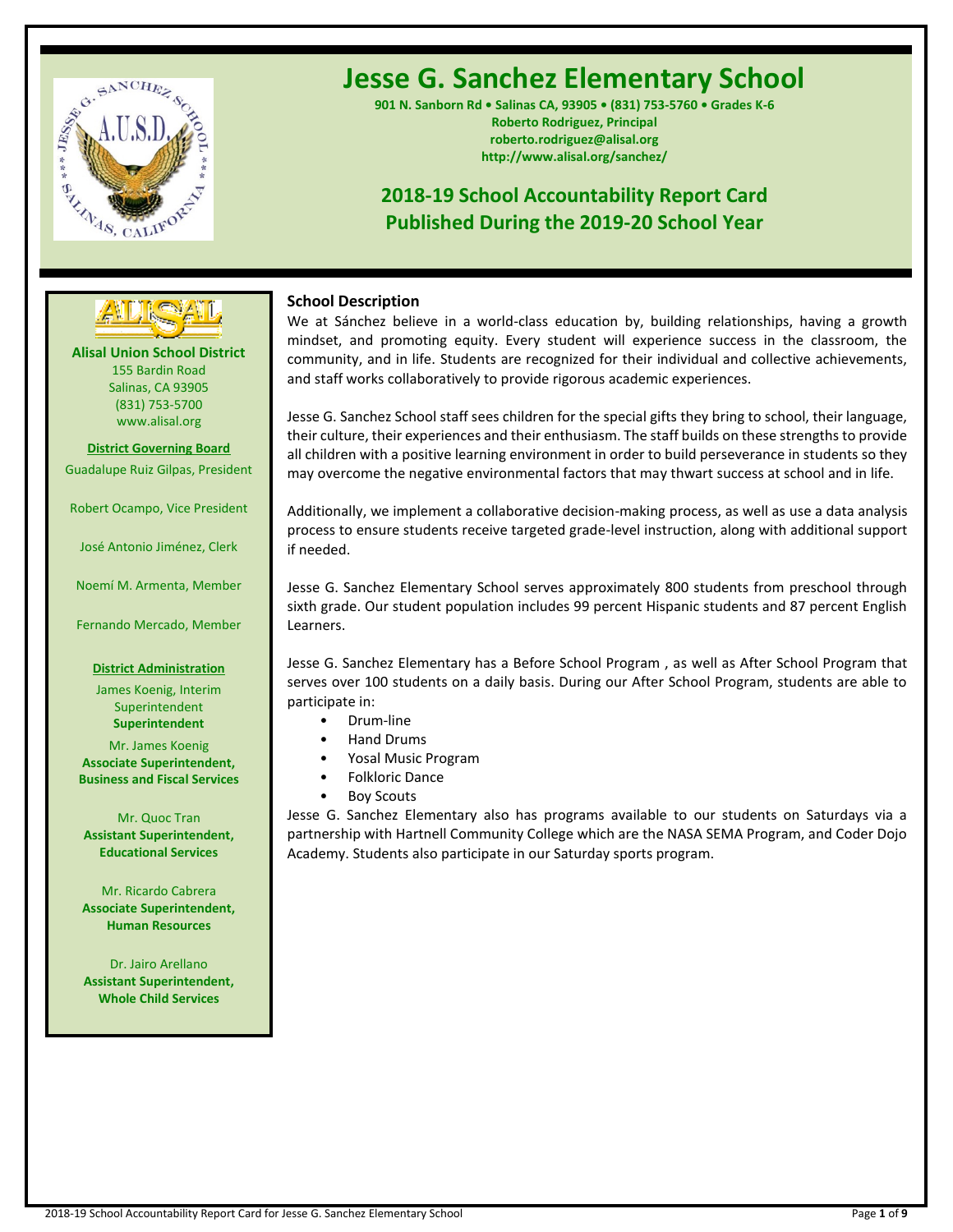# Jesse G. Sanchez Elementary School

**901 N. Sanborn Rd • Salinas CA, 93905 • (831) 753-5760 • Grades K-6**
**Roberto Rodriguez, Principal**
**roberto.rodriguez@alisal.org**
**http://www.alisal.org/sanchez/**

## 2018-19 School Accountability Report Card
## Published During the 2019-20 School Year

**Alisal Union School District**
155 Bardin Road
Salinas, CA 93905
(831) 753-5700
www.alisal.org

**District Governing Board**

Guadalupe Ruiz Gilpas, President

Robert Ocampo, Vice President

José Antonio Jiménez, Clerk

Noemí M. Armenta, Member

Fernando Mercado, Member

**District Administration**

James Koenig, Interim Superintendent
**Superintendent**

Mr. James Koenig
**Associate Superintendent, Business and Fiscal Services**

Mr. Quoc Tran
**Assistant Superintendent, Educational Services**

Mr. Ricardo Cabrera
**Associate Superintendent, Human Resources**

Dr. Jairo Arellano
**Assistant Superintendent, Whole Child Services**

### School Description

We at Sánchez believe in a world-class education by, building relationships, having a growth mindset, and promoting equity. Every student will experience success in the classroom, the community, and in life. Students are recognized for their individual and collective achievements, and staff works collaboratively to provide rigorous academic experiences.

Jesse G. Sanchez School staff sees children for the special gifts they bring to school, their language, their culture, their experiences and their enthusiasm. The staff builds on these strengths to provide all children with a positive learning environment in order to build perseverance in students so they may overcome the negative environmental factors that may thwart success at school and in life.

Additionally, we implement a collaborative decision-making process, as well as use a data analysis process to ensure students receive targeted grade-level instruction, along with additional support if needed.

Jesse G. Sanchez Elementary School serves approximately 800 students from preschool through sixth grade. Our student population includes 99 percent Hispanic students and 87 percent English Learners.

Jesse G. Sanchez Elementary has a Before School Program , as well as After School Program that serves over 100 students on a daily basis. During our After School Program, students are able to participate in:

- Drum-line
- Hand Drums
- Yosal Music Program
- Folkloric Dance
- Boy Scouts

Jesse G. Sanchez Elementary also has programs available to our students on Saturdays via a partnership with Hartnell Community College which are the NASA SEMA Program, and Coder Dojo Academy. Students also participate in our Saturday sports program.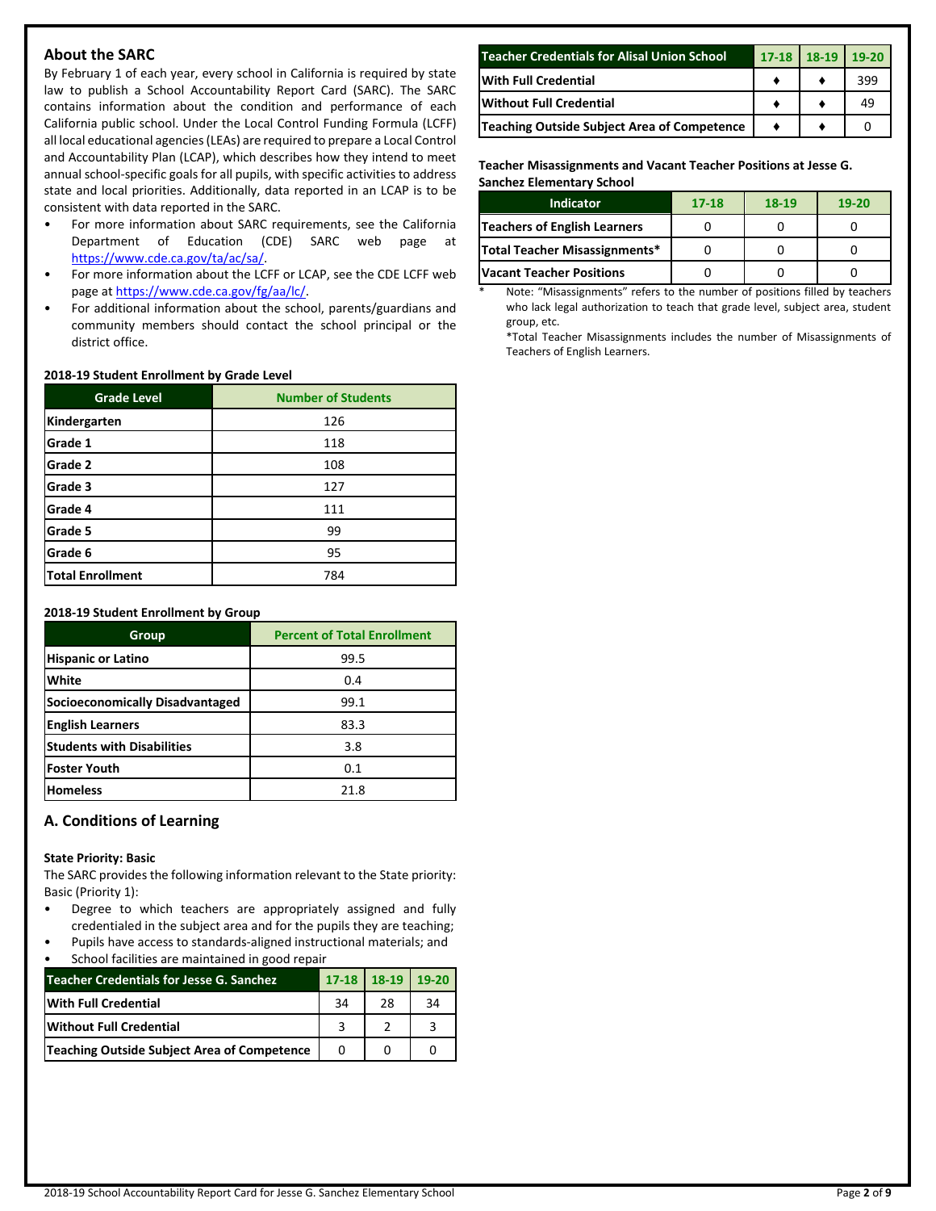## About the SARC

By February 1 of each year, every school in California is required by state law to publish a School Accountability Report Card (SARC). The SARC contains information about the condition and performance of each California public school. Under the Local Control Funding Formula (LCFF) all local educational agencies (LEAs) are required to prepare a Local Control and Accountability Plan (LCAP), which describes how they intend to meet annual school-specific goals for all pupils, with specific activities to address state and local priorities. Additionally, data reported in an LCAP is to be consistent with data reported in the SARC.

- For more information about SARC requirements, see the California Department of Education (CDE) SARC web page at https://www.cde.ca.gov/ta/ac/sa/.
- For more information about the LCFF or LCAP, see the CDE LCFF web page at https://www.cde.ca.gov/fg/aa/lc/.
- For additional information about the school, parents/guardians and community members should contact the school principal or the district office.

**2018-19 Student Enrollment by Grade Level**

| Grade Level | Number of Students |
|---|---|
| Kindergarten | 126 |
| Grade 1 | 118 |
| Grade 2 | 108 |
| Grade 3 | 127 |
| Grade 4 | 111 |
| Grade 5 | 99 |
| Grade 6 | 95 |
| Total Enrollment | 784 |

**2018-19 Student Enrollment by Group**

| Group | Percent of Total Enrollment |
|---|---|
| Hispanic or Latino | 99.5 |
| White | 0.4 |
| Socioeconomically Disadvantaged | 99.1 |
| English Learners | 83.3 |
| Students with Disabilities | 3.8 |
| Foster Youth | 0.1 |
| Homeless | 21.8 |

## A. Conditions of Learning

**State Priority: Basic**

The SARC provides the following information relevant to the State priority: Basic (Priority 1):

- Degree to which teachers are appropriately assigned and fully credentialed in the subject area and for the pupils they are teaching;
- Pupils have access to standards-aligned instructional materials; and
- School facilities are maintained in good repair

| Teacher Credentials for Jesse G. Sanchez | 17-18 | 18-19 | 19-20 |
|---|---|---|---|
| With Full Credential | 34 | 28 | 34 |
| Without Full Credential | 3 | 2 | 3 |
| Teaching Outside Subject Area of Competence | 0 | 0 | 0 |

| Teacher Credentials for Alisal Union School | 17-18 | 18-19 | 19-20 |
|---|---|---|---|
| With Full Credential | ♦ | ♦ | 399 |
| Without Full Credential | ♦ | ♦ | 49 |
| Teaching Outside Subject Area of Competence | ♦ | ♦ | 0 |

**Teacher Misassignments and Vacant Teacher Positions at Jesse G. Sanchez Elementary School**

| Indicator | 17-18 | 18-19 | 19-20 |
|---|---|---|---|
| Teachers of English Learners | 0 | 0 | 0 |
| Total Teacher Misassignments* | 0 | 0 | 0 |
| Vacant Teacher Positions | 0 | 0 | 0 |

\* Note: "Misassignments" refers to the number of positions filled by teachers who lack legal authorization to teach that grade level, subject area, student group, etc.

*Total Teacher Misassignments includes the number of Misassignments of Teachers of English Learners.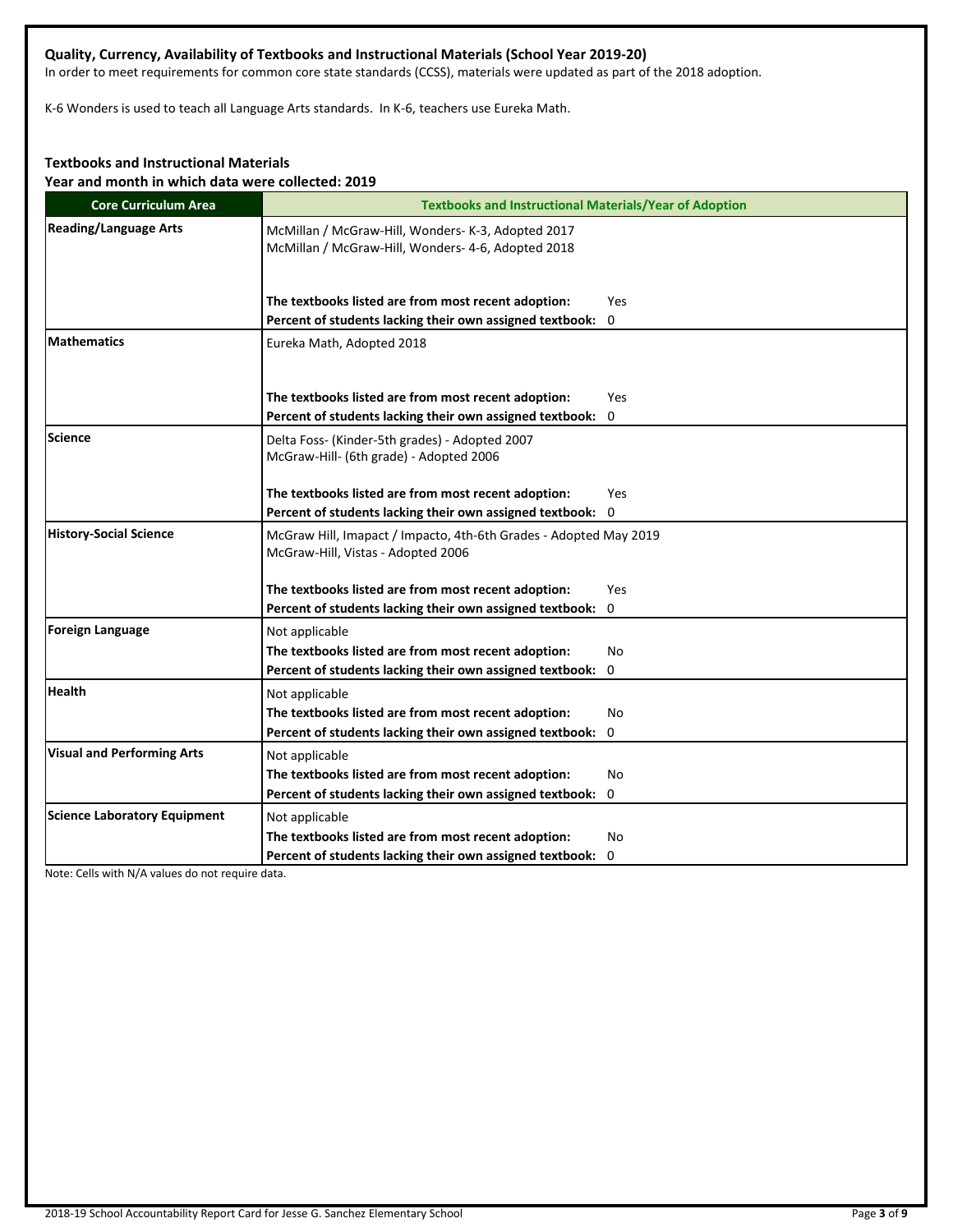#### Quality, Currency, Availability of Textbooks and Instructional Materials (School Year 2019-20)

In order to meet requirements for common core state standards (CCSS), materials were updated as part of the 2018 adoption.

K-6 Wonders is used to teach all Language Arts standards. In K-6, teachers use Eureka Math.

#### Textbooks and Instructional Materials

**Year and month in which data were collected: 2019**

| Core Curriculum Area | Textbooks and Instructional Materials/Year of Adoption |
|---|---|
| **Reading/Language Arts** | McMillan / McGraw-Hill, Wonders- K-3, Adopted 2017<br>McMillan / McGraw-Hill, Wonders- 4-6, Adopted 2018<br><br>**The textbooks listed are from most recent adoption:** Yes<br>**Percent of students lacking their own assigned textbook:** 0 |
| **Mathematics** | Eureka Math, Adopted 2018<br><br>**The textbooks listed are from most recent adoption:** Yes<br>**Percent of students lacking their own assigned textbook:** 0 |
| **Science** | Delta Foss- (Kinder-5th grades) - Adopted 2007<br>McGraw-Hill- (6th grade) - Adopted 2006<br><br>**The textbooks listed are from most recent adoption:** Yes<br>**Percent of students lacking their own assigned textbook:** 0 |
| **History-Social Science** | McGraw Hill, Imapact / Impacto, 4th-6th Grades - Adopted May 2019<br>McGraw-Hill, Vistas - Adopted 2006<br><br>**The textbooks listed are from most recent adoption:** Yes<br>**Percent of students lacking their own assigned textbook:** 0 |
| **Foreign Language** | Not applicable<br>**The textbooks listed are from most recent adoption:** No<br>**Percent of students lacking their own assigned textbook:** 0 |
| **Health** | Not applicable<br>**The textbooks listed are from most recent adoption:** No<br>**Percent of students lacking their own assigned textbook:** 0 |
| **Visual and Performing Arts** | Not applicable<br>**The textbooks listed are from most recent adoption:** No<br>**Percent of students lacking their own assigned textbook:** 0 |
| **Science Laboratory Equipment** | Not applicable<br>**The textbooks listed are from most recent adoption:** No<br>**Percent of students lacking their own assigned textbook:** 0 |

Note: Cells with N/A values do not require data.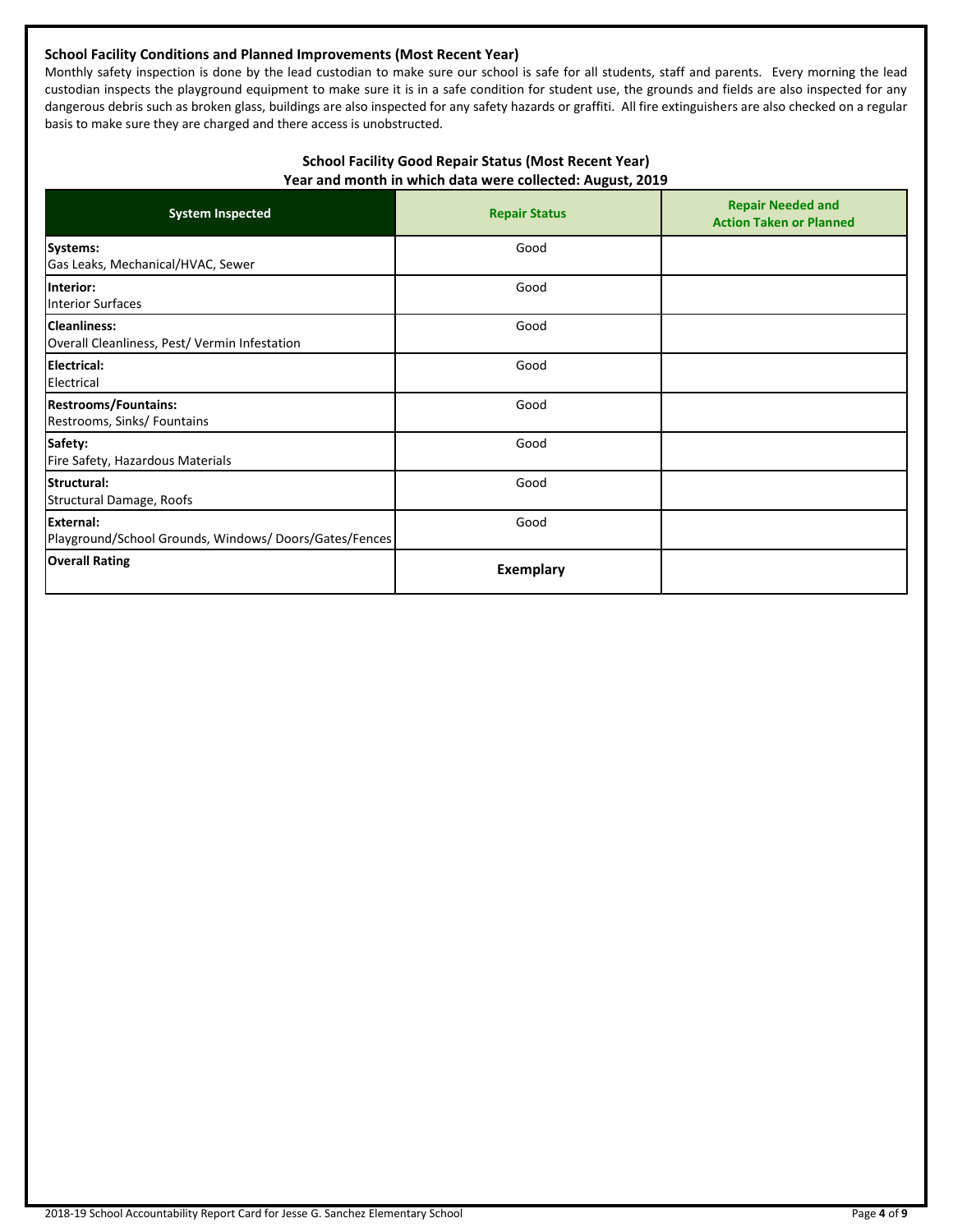### School Facility Conditions and Planned Improvements (Most Recent Year)

Monthly safety inspection is done by the lead custodian to make sure our school is safe for all students, staff and parents. Every morning the lead custodian inspects the playground equipment to make sure it is in a safe condition for student use, the grounds and fields are also inspected for any dangerous debris such as broken glass, buildings are also inspected for any safety hazards or graffiti. All fire extinguishers are also checked on a regular basis to make sure they are charged and there access is unobstructed.

**School Facility Good Repair Status (Most Recent Year)**
**Year and month in which data were collected: August, 2019**

| System Inspected | Repair Status | Repair Needed and Action Taken or Planned |
|---|---|---|
| **Systems:** Gas Leaks, Mechanical/HVAC, Sewer | Good | |
| **Interior:** Interior Surfaces | Good | |
| **Cleanliness:** Overall Cleanliness, Pest/ Vermin Infestation | Good | |
| **Electrical:** Electrical | Good | |
| **Restrooms/Fountains:** Restrooms, Sinks/ Fountains | Good | |
| **Safety:** Fire Safety, Hazardous Materials | Good | |
| **Structural:** Structural Damage, Roofs | Good | |
| **External:** Playground/School Grounds, Windows/ Doors/Gates/Fences | Good | |
| **Overall Rating** | **Exemplary** | |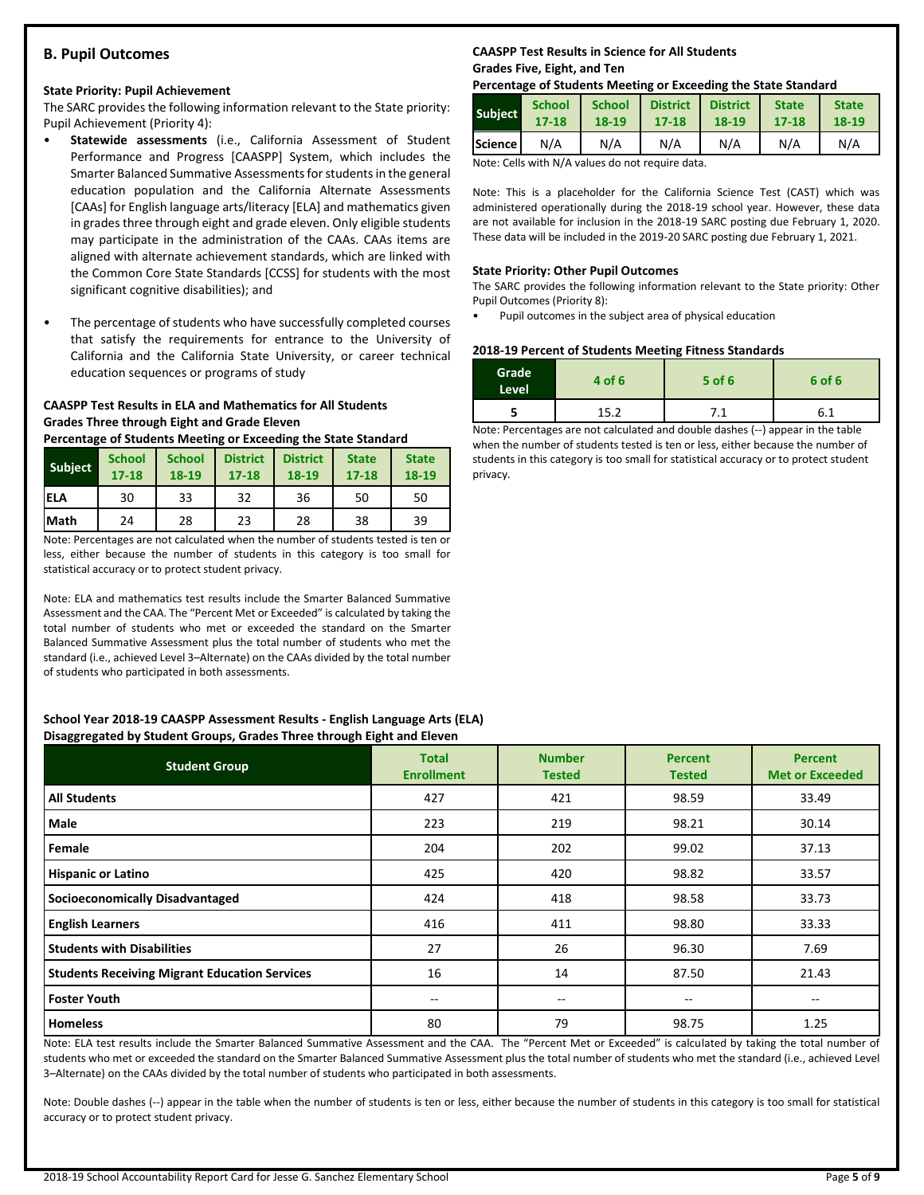## B. Pupil Outcomes

### State Priority: Pupil Achievement

The SARC provides the following information relevant to the State priority: Pupil Achievement (Priority 4):

- **Statewide assessments** (i.e., California Assessment of Student Performance and Progress [CAASPP] System, which includes the Smarter Balanced Summative Assessments for students in the general education population and the California Alternate Assessments [CAAs] for English language arts/literacy [ELA] and mathematics given in grades three through eight and grade eleven. Only eligible students may participate in the administration of the CAAs. CAAs items are aligned with alternate achievement standards, which are linked with the Common Core State Standards [CCSS] for students with the most significant cognitive disabilities); and

- The percentage of students who have successfully completed courses that satisfy the requirements for entrance to the University of California and the California State University, or career technical education sequences or programs of study

**CAASPP Test Results in ELA and Mathematics for All Students**
**Grades Three through Eight and Grade Eleven**
**Percentage of Students Meeting or Exceeding the State Standard**

| Subject | School 17-18 | School 18-19 | District 17-18 | District 18-19 | State 17-18 | State 18-19 |
|---|---|---|---|---|---|---|
| ELA | 30 | 33 | 32 | 36 | 50 | 50 |
| Math | 24 | 28 | 23 | 28 | 38 | 39 |

Note: Percentages are not calculated when the number of students tested is ten or less, either because the number of students in this category is too small for statistical accuracy or to protect student privacy.

Note: ELA and mathematics test results include the Smarter Balanced Summative Assessment and the CAA. The "Percent Met or Exceeded" is calculated by taking the total number of students who met or exceeded the standard on the Smarter Balanced Summative Assessment plus the total number of students who met the standard (i.e., achieved Level 3–Alternate) on the CAAs divided by the total number of students who participated in both assessments.

**CAASPP Test Results in Science for All Students**
**Grades Five, Eight, and Ten**
**Percentage of Students Meeting or Exceeding the State Standard**

| Subject | School 17-18 | School 18-19 | District 17-18 | District 18-19 | State 17-18 | State 18-19 |
|---|---|---|---|---|---|---|
| Science | N/A | N/A | N/A | N/A | N/A | N/A |

Note: Cells with N/A values do not require data.

Note: This is a placeholder for the California Science Test (CAST) which was administered operationally during the 2018-19 school year. However, these data are not available for inclusion in the 2018-19 SARC posting due February 1, 2020. These data will be included in the 2019-20 SARC posting due February 1, 2021.

### State Priority: Other Pupil Outcomes

The SARC provides the following information relevant to the State priority: Other Pupil Outcomes (Priority 8):

- Pupil outcomes in the subject area of physical education

**2018-19 Percent of Students Meeting Fitness Standards**

| Grade Level | 4 of 6 | 5 of 6 | 6 of 6 |
|---|---|---|---|
| 5 | 15.2 | 7.1 | 6.1 |

Note: Percentages are not calculated and double dashes (--) appear in the table when the number of students tested is ten or less, either because the number of students in this category is too small for statistical accuracy or to protect student privacy.

**School Year 2018-19 CAASPP Assessment Results - English Language Arts (ELA)**
**Disaggregated by Student Groups, Grades Three through Eight and Eleven**

| Student Group | Total Enrollment | Number Tested | Percent Tested | Percent Met or Exceeded |
|---|---|---|---|---|
| All Students | 427 | 421 | 98.59 | 33.49 |
| Male | 223 | 219 | 98.21 | 30.14 |
| Female | 204 | 202 | 99.02 | 37.13 |
| Hispanic or Latino | 425 | 420 | 98.82 | 33.57 |
| Socioeconomically Disadvantaged | 424 | 418 | 98.58 | 33.73 |
| English Learners | 416 | 411 | 98.80 | 33.33 |
| Students with Disabilities | 27 | 26 | 96.30 | 7.69 |
| Students Receiving Migrant Education Services | 16 | 14 | 87.50 | 21.43 |
| Foster Youth | -- | -- | -- | -- |
| Homeless | 80 | 79 | 98.75 | 1.25 |

Note: ELA test results include the Smarter Balanced Summative Assessment and the CAA. The "Percent Met or Exceeded" is calculated by taking the total number of students who met or exceeded the standard on the Smarter Balanced Summative Assessment plus the total number of students who met the standard (i.e., achieved Level 3–Alternate) on the CAAs divided by the total number of students who participated in both assessments.

Note: Double dashes (--) appear in the table when the number of students is ten or less, either because the number of students in this category is too small for statistical accuracy or to protect student privacy.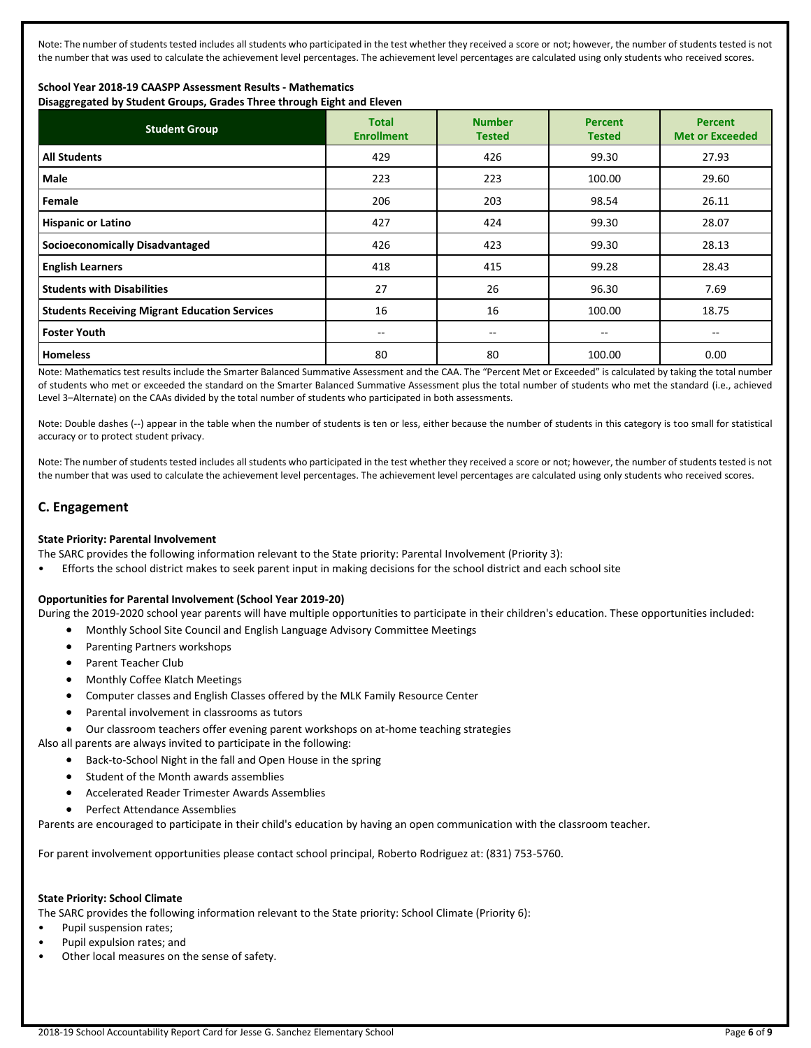Note: The number of students tested includes all students who participated in the test whether they received a score or not; however, the number of students tested is not the number that was used to calculate the achievement level percentages. The achievement level percentages are calculated using only students who received scores.

**School Year 2018-19 CAASPP Assessment Results - Mathematics**
**Disaggregated by Student Groups, Grades Three through Eight and Eleven**

| Student Group | Total Enrollment | Number Tested | Percent Tested | Percent Met or Exceeded |
|---|---|---|---|---|
| **All Students** | 429 | 426 | 99.30 | 27.93 |
| **Male** | 223 | 223 | 100.00 | 29.60 |
| **Female** | 206 | 203 | 98.54 | 26.11 |
| **Hispanic or Latino** | 427 | 424 | 99.30 | 28.07 |
| **Socioeconomically Disadvantaged** | 426 | 423 | 99.30 | 28.13 |
| **English Learners** | 418 | 415 | 99.28 | 28.43 |
| **Students with Disabilities** | 27 | 26 | 96.30 | 7.69 |
| **Students Receiving Migrant Education Services** | 16 | 16 | 100.00 | 18.75 |
| **Foster Youth** | -- | -- | -- | -- |
| **Homeless** | 80 | 80 | 100.00 | 0.00 |

Note: Mathematics test results include the Smarter Balanced Summative Assessment and the CAA. The "Percent Met or Exceeded" is calculated by taking the total number of students who met or exceeded the standard on the Smarter Balanced Summative Assessment plus the total number of students who met the standard (i.e., achieved Level 3–Alternate) on the CAAs divided by the total number of students who participated in both assessments.

Note: Double dashes (--) appear in the table when the number of students is ten or less, either because the number of students in this category is too small for statistical accuracy or to protect student privacy.

Note: The number of students tested includes all students who participated in the test whether they received a score or not; however, the number of students tested is not the number that was used to calculate the achievement level percentages. The achievement level percentages are calculated using only students who received scores.

## C. Engagement

**State Priority: Parental Involvement**

The SARC provides the following information relevant to the State priority: Parental Involvement (Priority 3):

- Efforts the school district makes to seek parent input in making decisions for the school district and each school site

**Opportunities for Parental Involvement (School Year 2019-20)**

During the 2019-2020 school year parents will have multiple opportunities to participate in their children's education. These opportunities included:

- Monthly School Site Council and English Language Advisory Committee Meetings
- Parenting Partners workshops
- Parent Teacher Club
- Monthly Coffee Klatch Meetings
- Computer classes and English Classes offered by the MLK Family Resource Center
- Parental involvement in classrooms as tutors
- Our classroom teachers offer evening parent workshops on at-home teaching strategies

Also all parents are always invited to participate in the following:

- Back-to-School Night in the fall and Open House in the spring
- Student of the Month awards assemblies
- Accelerated Reader Trimester Awards Assemblies
- Perfect Attendance Assemblies

Parents are encouraged to participate in their child's education by having an open communication with the classroom teacher.

For parent involvement opportunities please contact school principal, Roberto Rodriguez at: (831) 753-5760.

**State Priority: School Climate**

The SARC provides the following information relevant to the State priority: School Climate (Priority 6):

- Pupil suspension rates;
- Pupil expulsion rates; and
- Other local measures on the sense of safety.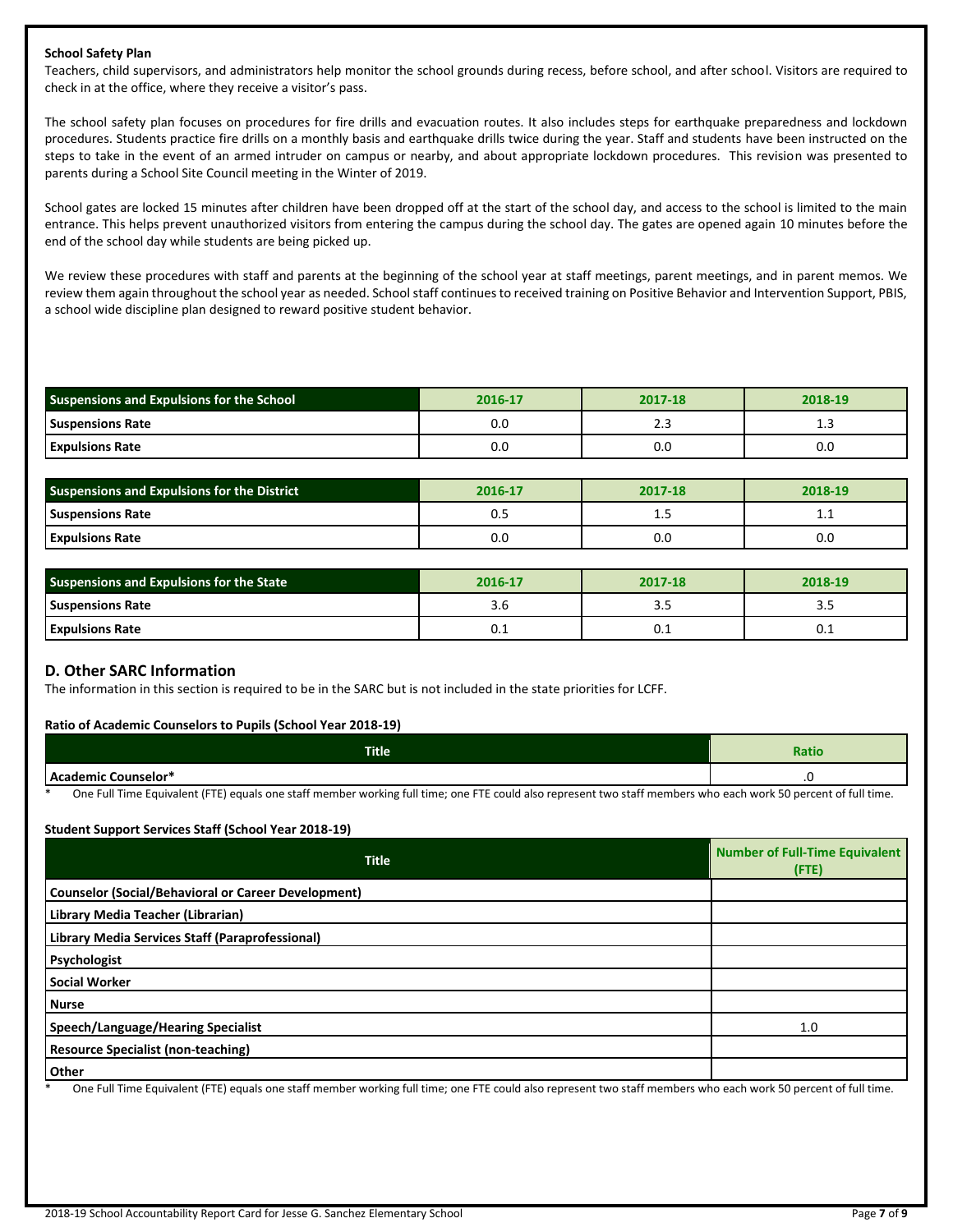**School Safety Plan**

Teachers, child supervisors, and administrators help monitor the school grounds during recess, before school, and after school. Visitors are required to check in at the office, where they receive a visitor's pass.

The school safety plan focuses on procedures for fire drills and evacuation routes. It also includes steps for earthquake preparedness and lockdown procedures. Students practice fire drills on a monthly basis and earthquake drills twice during the year. Staff and students have been instructed on the steps to take in the event of an armed intruder on campus or nearby, and about appropriate lockdown procedures. This revision was presented to parents during a School Site Council meeting in the Winter of 2019.

School gates are locked 15 minutes after children have been dropped off at the start of the school day, and access to the school is limited to the main entrance. This helps prevent unauthorized visitors from entering the campus during the school day. The gates are opened again 10 minutes before the end of the school day while students are being picked up.

We review these procedures with staff and parents at the beginning of the school year at staff meetings, parent meetings, and in parent memos. We review them again throughout the school year as needed. School staff continues to received training on Positive Behavior and Intervention Support, PBIS, a school wide discipline plan designed to reward positive student behavior.

| Suspensions and Expulsions for the School | 2016-17 | 2017-18 | 2018-19 |
|---|---|---|---|
| Suspensions Rate | 0.0 | 2.3 | 1.3 |
| Expulsions Rate | 0.0 | 0.0 | 0.0 |

| Suspensions and Expulsions for the District | 2016-17 | 2017-18 | 2018-19 |
|---|---|---|---|
| Suspensions Rate | 0.5 | 1.5 | 1.1 |
| Expulsions Rate | 0.0 | 0.0 | 0.0 |

| Suspensions and Expulsions for the State | 2016-17 | 2017-18 | 2018-19 |
|---|---|---|---|
| Suspensions Rate | 3.6 | 3.5 | 3.5 |
| Expulsions Rate | 0.1 | 0.1 | 0.1 |

## D. Other SARC Information

The information in this section is required to be in the SARC but is not included in the state priorities for LCFF.

**Ratio of Academic Counselors to Pupils (School Year 2018-19)**

| Title | Ratio |
|---|---|
| Academic Counselor* | .0 |

\* One Full Time Equivalent (FTE) equals one staff member working full time; one FTE could also represent two staff members who each work 50 percent of full time.

**Student Support Services Staff (School Year 2018-19)**

| Title | Number of Full-Time Equivalent (FTE) |
|---|---|
| Counselor (Social/Behavioral or Career Development) | |
| Library Media Teacher (Librarian) | |
| Library Media Services Staff (Paraprofessional) | |
| Psychologist | |
| Social Worker | |
| Nurse | |
| Speech/Language/Hearing Specialist | 1.0 |
| Resource Specialist (non-teaching) | |
| Other | |

\* One Full Time Equivalent (FTE) equals one staff member working full time; one FTE could also represent two staff members who each work 50 percent of full time.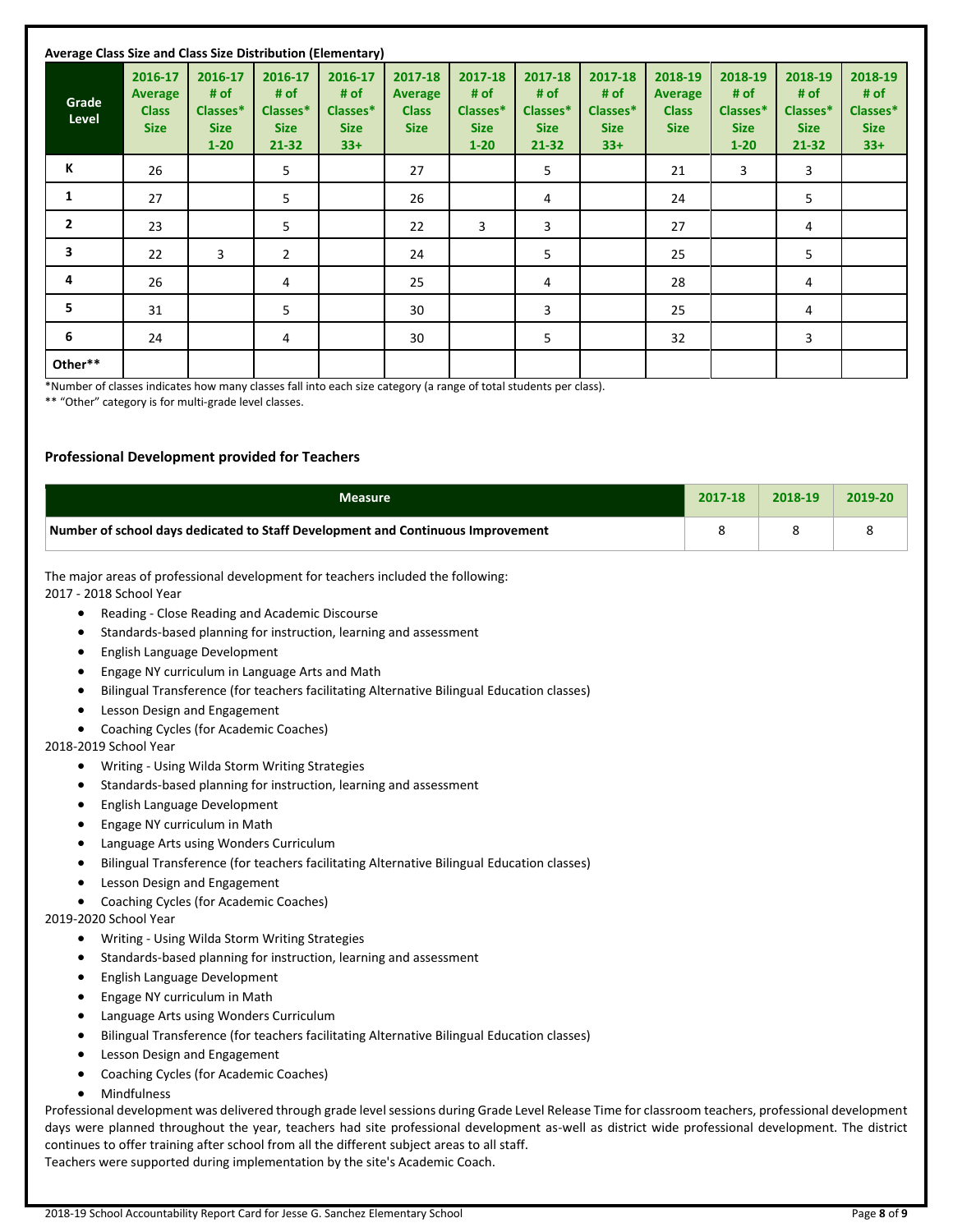**Average Class Size and Class Size Distribution (Elementary)**

| Grade Level | 2016-17 Average Class Size | 2016-17 # of Classes* Size 1-20 | 2016-17 # of Classes* Size 21-32 | 2016-17 # of Classes* Size 33+ | 2017-18 Average Class Size | 2017-18 # of Classes* Size 1-20 | 2017-18 # of Classes* Size 21-32 | 2017-18 # of Classes* Size 33+ | 2018-19 Average Class Size | 2018-19 # of Classes* Size 1-20 | 2018-19 # of Classes* Size 21-32 | 2018-19 # of Classes* Size 33+ |
|---|---|---|---|---|---|---|---|---|---|---|---|---|
| K | 26 | | 5 | | 27 | | 5 | | 21 | 3 | 3 | |
| 1 | 27 | | 5 | | 26 | | 4 | | 24 | | 5 | |
| 2 | 23 | | 5 | | 22 | 3 | 3 | | 27 | | 4 | |
| 3 | 22 | 3 | 2 | | 24 | | 5 | | 25 | | 5 | |
| 4 | 26 | | 4 | | 25 | | 4 | | 28 | | 4 | |
| 5 | 31 | | 5 | | 30 | | 3 | | 25 | | 4 | |
| 6 | 24 | | 4 | | 30 | | 5 | | 32 | | 3 | |
| Other** | | | | | | | | | | | | |

*Number of classes indicates how many classes fall into each size category (a range of total students per class).

** "Other" category is for multi-grade level classes.

## Professional Development provided for Teachers

| Measure | 2017-18 | 2018-19 | 2019-20 |
|---|---|---|---|
| Number of school days dedicated to Staff Development and Continuous Improvement | 8 | 8 | 8 |

The major areas of professional development for teachers included the following:

2017 - 2018 School Year

- Reading - Close Reading and Academic Discourse
- Standards-based planning for instruction, learning and assessment
- English Language Development
- Engage NY curriculum in Language Arts and Math
- Bilingual Transference (for teachers facilitating Alternative Bilingual Education classes)
- Lesson Design and Engagement
- Coaching Cycles (for Academic Coaches)

2018-2019 School Year

- Writing - Using Wilda Storm Writing Strategies
- Standards-based planning for instruction, learning and assessment
- English Language Development
- Engage NY curriculum in Math
- Language Arts using Wonders Curriculum
- Bilingual Transference (for teachers facilitating Alternative Bilingual Education classes)
- Lesson Design and Engagement
- Coaching Cycles (for Academic Coaches)

2019-2020 School Year

- Writing - Using Wilda Storm Writing Strategies
- Standards-based planning for instruction, learning and assessment
- English Language Development
- Engage NY curriculum in Math
- Language Arts using Wonders Curriculum
- Bilingual Transference (for teachers facilitating Alternative Bilingual Education classes)
- Lesson Design and Engagement
- Coaching Cycles (for Academic Coaches)
- Mindfulness

Professional development was delivered through grade level sessions during Grade Level Release Time for classroom teachers, professional development days were planned throughout the year, teachers had site professional development as-well as district wide professional development. The district continues to offer training after school from all the different subject areas to all staff.

Teachers were supported during implementation by the site's Academic Coach.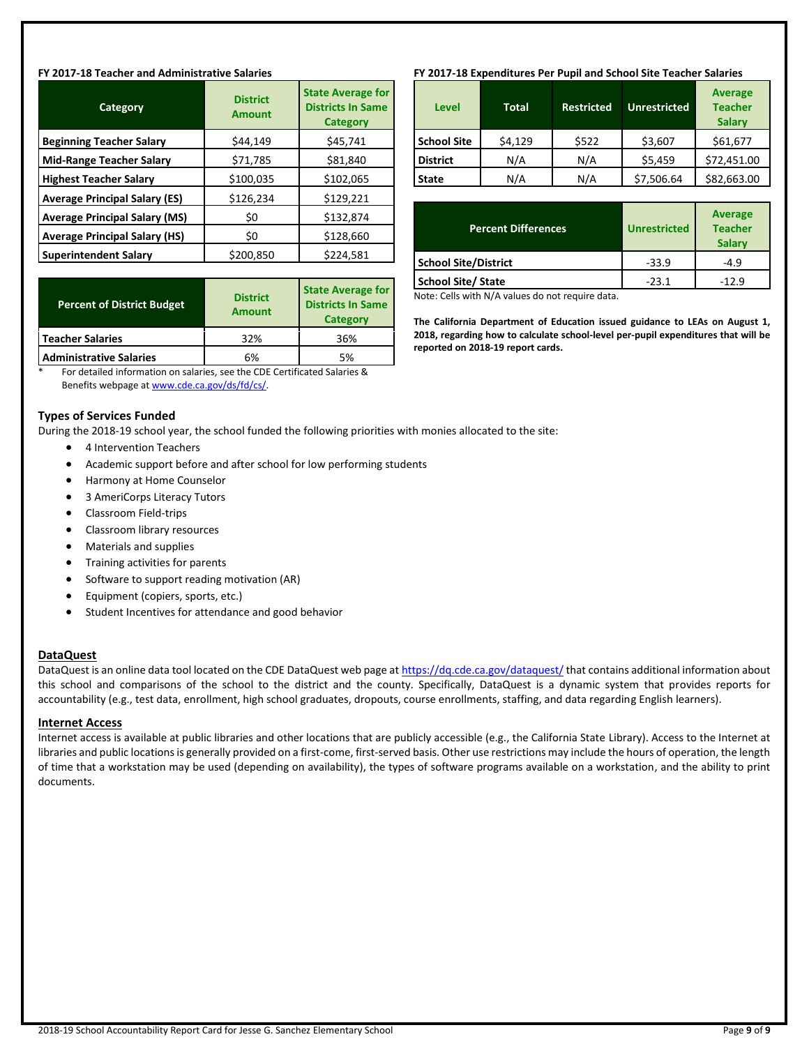**FY 2017-18 Teacher and Administrative Salaries**

| Category | District Amount | State Average for Districts In Same Category |
|---|---|---|
| Beginning Teacher Salary | $44,149 | $45,741 |
| Mid-Range Teacher Salary | $71,785 | $81,840 |
| Highest Teacher Salary | $100,035 | $102,065 |
| Average Principal Salary (ES) | $126,234 | $129,221 |
| Average Principal Salary (MS) | $0 | $132,874 |
| Average Principal Salary (HS) | $0 | $128,660 |
| Superintendent Salary | $200,850 | $224,581 |

| Percent of District Budget | District Amount | State Average for Districts In Same Category |
|---|---|---|
| Teacher Salaries | 32% | 36% |
| Administrative Salaries | 6% | 5% |

\* For detailed information on salaries, see the CDE Certificated Salaries & Benefits webpage at www.cde.ca.gov/ds/fd/cs/.

**FY 2017-18 Expenditures Per Pupil and School Site Teacher Salaries**

| Level | Total | Restricted | Unrestricted | Average Teacher Salary |
|---|---|---|---|---|
| School Site | $4,129 | $522 | $3,607 | $61,677 |
| District | N/A | N/A | $5,459 | $72,451.00 |
| State | N/A | N/A | $7,506.64 | $82,663.00 |

| Percent Differences | Unrestricted | Average Teacher Salary |
|---|---|---|
| School Site/District | -33.9 | -4.9 |
| School Site/ State | -23.1 | -12.9 |

Note: Cells with N/A values do not require data.

**The California Department of Education issued guidance to LEAs on August 1, 2018, regarding how to calculate school-level per-pupil expenditures that will be reported on 2018-19 report cards.**

## Types of Services Funded

During the 2018-19 school year, the school funded the following priorities with monies allocated to the site:

- 4 Intervention Teachers
- Academic support before and after school for low performing students
- Harmony at Home Counselor
- 3 AmeriCorps Literacy Tutors
- Classroom Field-trips
- Classroom library resources
- Materials and supplies
- Training activities for parents
- Software to support reading motivation (AR)
- Equipment (copiers, sports, etc.)
- Student Incentives for attendance and good behavior

## DataQuest

DataQuest is an online data tool located on the CDE DataQuest web page at https://dq.cde.ca.gov/dataquest/ that contains additional information about this school and comparisons of the school to the district and the county. Specifically, DataQuest is a dynamic system that provides reports for accountability (e.g., test data, enrollment, high school graduates, dropouts, course enrollments, staffing, and data regarding English learners).

## Internet Access

Internet access is available at public libraries and other locations that are publicly accessible (e.g., the California State Library). Access to the Internet at libraries and public locations is generally provided on a first-come, first-served basis. Other use restrictions may include the hours of operation, the length of time that a workstation may be used (depending on availability), the types of software programs available on a workstation, and the ability to print documents.